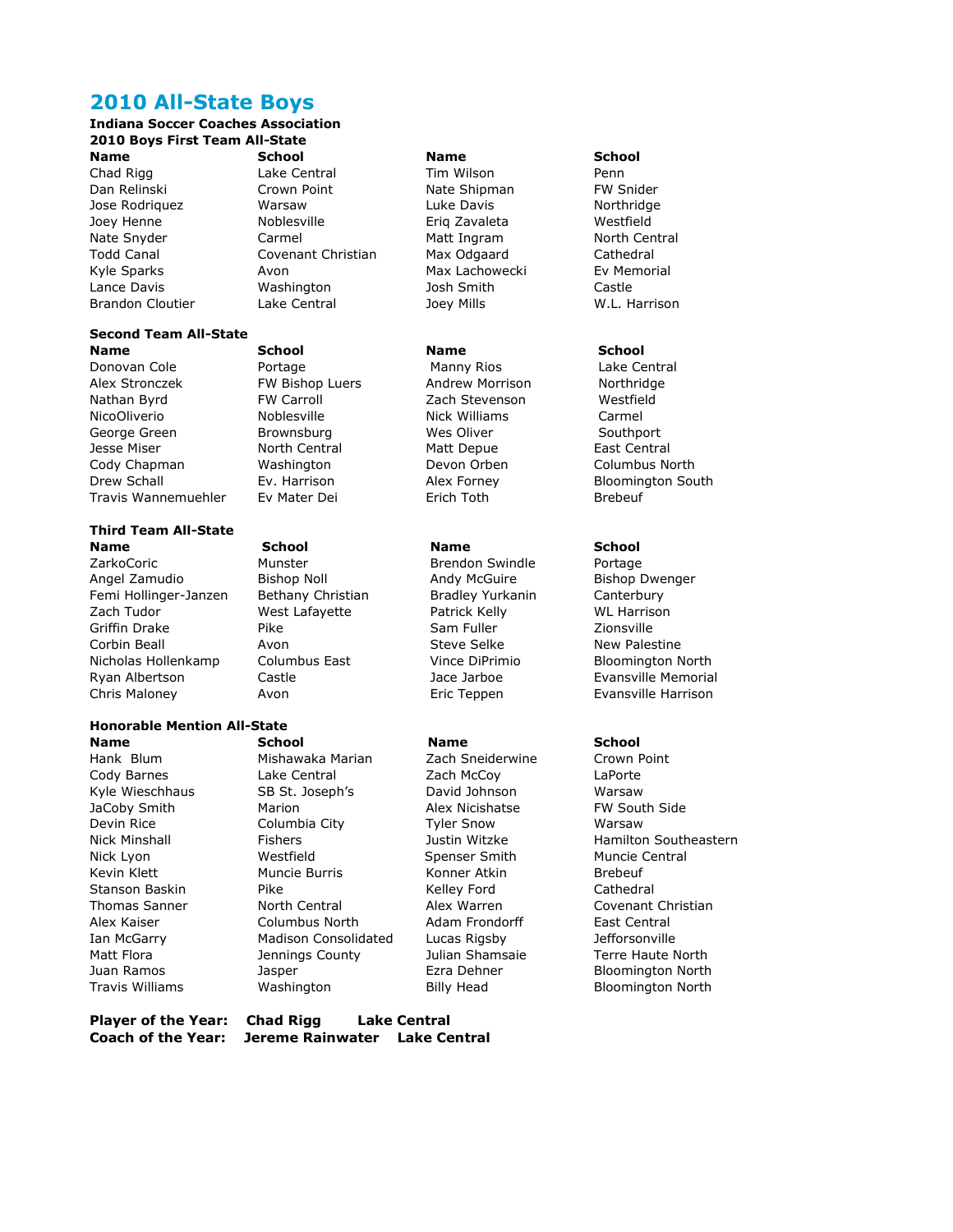# 2010 All-State Boys

**Indiana Soccer Coaches Association**

**2010 Boys First Team All-State**

| Name | School | Name | School |
|---|---|---|---|
| Chad Rigg | Lake Central | Tim Wilson | Penn |
| Dan Relinski | Crown Point | Nate Shipman | FW Snider |
| Jose Rodriquez | Warsaw | Luke Davis | Northridge |
| Joey Henne | Noblesville | Eriq Zavaleta | Westfield |
| Nate Snyder | Carmel | Matt Ingram | North Central |
| Todd Canal | Covenant Christian | Max Odgaard | Cathedral |
| Kyle Sparks | Avon | Max Lachowecki | Ev Memorial |
| Lance Davis | Washington | Josh Smith | Castle |
| Brandon Cloutier | Lake Central | Joey Mills | W.L. Harrison |

**Second Team All-State**

| Name | School | Name | School |
|---|---|---|---|
| Donovan Cole | Portage | Manny Rios | Lake Central |
| Alex Stronczek | FW Bishop Luers | Andrew Morrison | Northridge |
| Nathan Byrd | FW Carroll | Zach Stevenson | Westfield |
| NicoOliverio | Noblesville | Nick Williams | Carmel |
| George Green | Brownsburg | Wes Oliver | Southport |
| Jesse Miser | North Central | Matt Depue | East Central |
| Cody Chapman | Washington | Devon Orben | Columbus North |
| Drew Schall | Ev. Harrison | Alex Forney | Bloomington South |
| Travis Wannemuehler | Ev Mater Dei | Erich Toth | Brebeuf |

**Third Team All-State**

| Name | School | Name | School |
|---|---|---|---|
| ZarkoCoric | Munster | Brendon Swindle | Portage |
| Angel Zamudio | Bishop Noll | Andy McGuire | Bishop Dwenger |
| Femi Hollinger-Janzen | Bethany Christian | Bradley Yurkanin | Canterbury |
| Zach Tudor | West Lafayette | Patrick Kelly | WL Harrison |
| Griffin Drake | Pike | Sam Fuller | Zionsville |
| Corbin Beall | Avon | Steve Selke | New Palestine |
| Nicholas Hollenkamp | Columbus East | Vince DiPrimio | Bloomington North |
| Ryan Albertson | Castle | Jace Jarboe | Evansville Memorial |
| Chris Maloney | Avon | Eric Teppen | Evansville Harrison |

**Honorable Mention All-State**

| Name | School | Name | School |
|---|---|---|---|
| Hank Blum | Mishawaka Marian | Zach Sneiderwine | Crown Point |
| Cody Barnes | Lake Central | Zach McCoy | LaPorte |
| Kyle Wieschhaus | SB St. Joseph's | David Johnson | Warsaw |
| JaCoby Smith | Marion | Alex Nicishatse | FW South Side |
| Devin Rice | Columbia City | Tyler Snow | Warsaw |
| Nick Minshall | Fishers | Justin Witzke | Hamilton Southeastern |
| Nick Lyon | Westfield | Spenser Smith | Muncie Central |
| Kevin Klett | Muncie Burris | Konner Atkin | Brebeuf |
| Stanson Baskin | Pike | Kelley Ford | Cathedral |
| Thomas Sanner | North Central | Alex Warren | Covenant Christian |
| Alex Kaiser | Columbus North | Adam Frondorff | East Central |
| Ian McGarry | Madison Consolidated | Lucas Rigsby | Jefforsonville |
| Matt Flora | Jennings County | Julian Shamsaie | Terre Haute North |
| Juan Ramos | Jasper | Ezra Dehner | Bloomington North |
| Travis Williams | Washington | Billy Head | Bloomington North |

**Player of the Year: Chad Rigg Lake Central**

**Coach of the Year: Jereme Rainwater Lake Central**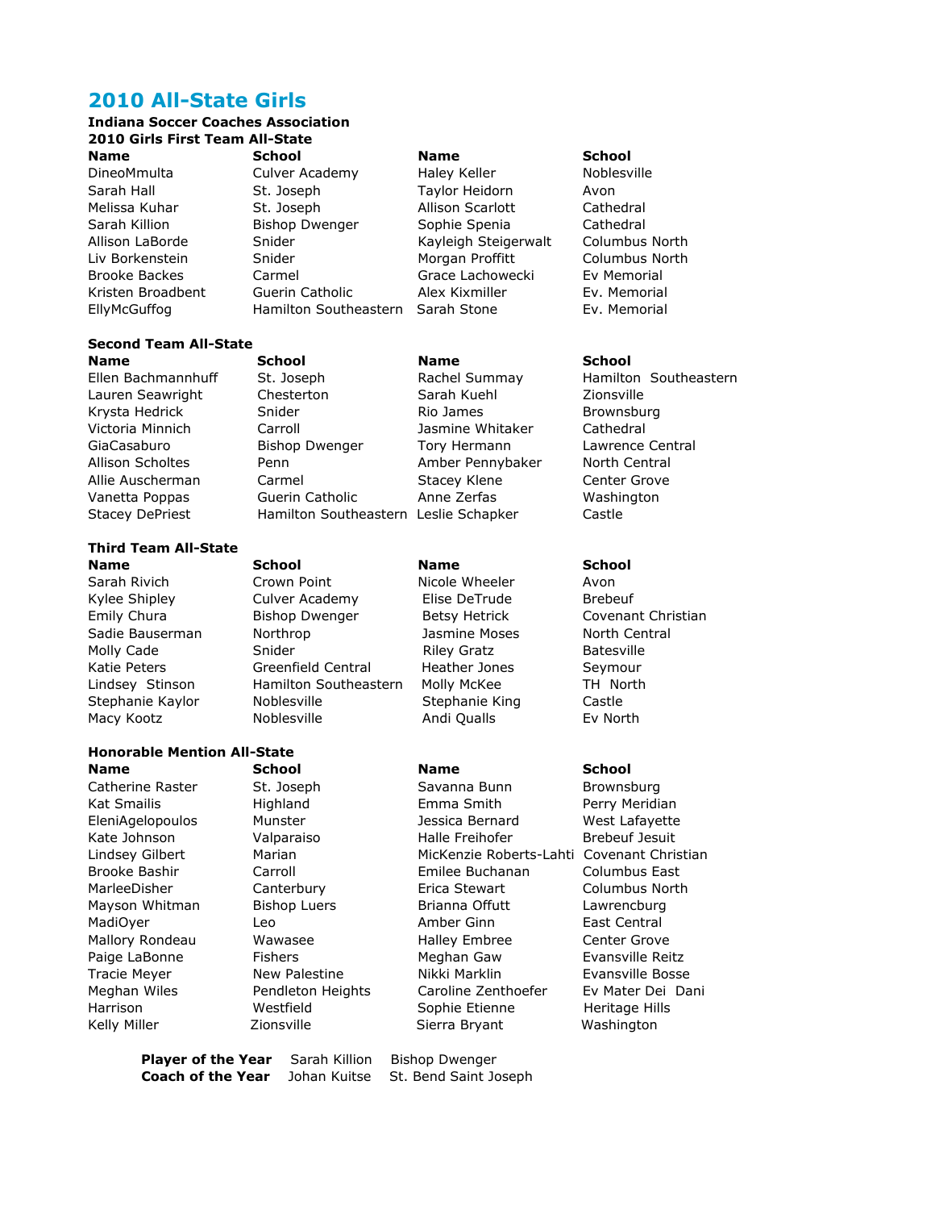# 2010 All-State Girls

**Indiana Soccer Coaches Association**

**2010 Girls First Team All-State**

| Name | School | Name | School |
|---|---|---|---|
| DineoMmulta | Culver Academy | Haley Keller | Noblesville |
| Sarah Hall | St. Joseph | Taylor Heidorn | Avon |
| Melissa Kuhar | St. Joseph | Allison Scarlott | Cathedral |
| Sarah Killion | Bishop Dwenger | Sophie Spenia | Cathedral |
| Allison LaBorde | Snider | Kayleigh Steigerwalt | Columbus North |
| Liv Borkenstein | Snider | Morgan Proffitt | Columbus North |
| Brooke Backes | Carmel | Grace Lachowecki | Ev Memorial |
| Kristen Broadbent | Guerin Catholic | Alex Kixmiller | Ev. Memorial |
| EllyMcGuffog | Hamilton Southeastern | Sarah Stone | Ev. Memorial |

**Second Team All-State**

| Name | School | Name | School |
|---|---|---|---|
| Ellen Bachmannhuff | St. Joseph | Rachel Summay | Hamilton Southeastern |
| Lauren Seawright | Chesterton | Sarah Kuehl | Zionsville |
| Krysta Hedrick | Snider | Rio James | Brownsburg |
| Victoria Minnich | Carroll | Jasmine Whitaker | Cathedral |
| GiaCasaburo | Bishop Dwenger | Tory Hermann | Lawrence Central |
| Allison Scholtes | Penn | Amber Pennybaker | North Central |
| Allie Auscherman | Carmel | Stacey Klene | Center Grove |
| Vanetta Poppas | Guerin Catholic | Anne Zerfas | Washington |
| Stacey DePriest | Hamilton Southeastern | Leslie Schapker | Castle |

**Third Team All-State**

| Name | School | Name | School |
|---|---|---|---|
| Sarah Rivich | Crown Point | Nicole Wheeler | Avon |
| Kylee Shipley | Culver Academy | Elise DeTrude | Brebeuf |
| Emily Chura | Bishop Dwenger | Betsy Hetrick | Covenant Christian |
| Sadie Bauserman | Northrop | Jasmine Moses | North Central |
| Molly Cade | Snider | Riley Gratz | Batesville |
| Katie Peters | Greenfield Central | Heather Jones | Seymour |
| Lindsey Stinson | Hamilton Southeastern | Molly McKee | TH North |
| Stephanie Kaylor | Noblesville | Stephanie King | Castle |
| Macy Kootz | Noblesville | Andi Qualls | Ev North |

**Honorable Mention All-State**

| Name | School | Name | School |
|---|---|---|---|
| Catherine Raster | St. Joseph | Savanna Bunn | Brownsburg |
| Kat Smailis | Highland | Emma Smith | Perry Meridian |
| EleniAgelopoulos | Munster | Jessica Bernard | West Lafayette |
| Kate Johnson | Valparaiso | Halle Freihofer | Brebeuf Jesuit |
| Lindsey Gilbert | Marian | MicKenzie Roberts-Lahti | Covenant Christian |
| Brooke Bashir | Carroll | Emilee Buchanan | Columbus East |
| MarleeDisher | Canterbury | Erica Stewart | Columbus North |
| Mayson Whitman | Bishop Luers | Brianna Offutt | Lawrencburg |
| MadiOyer | Leo | Amber Ginn | East Central |
| Mallory Rondeau | Wawasee | Halley Embree | Center Grove |
| Paige LaBonne | Fishers | Meghan Gaw | Evansville Reitz |
| Tracie Meyer | New Palestine | Nikki Marklin | Evansville Bosse |
| Meghan Wiles | Pendleton Heights | Caroline Zenthoefer | Ev Mater Dei Dani |
| Harrison | Westfield | Sophie Etienne | Heritage Hills |
| Kelly Miller | Zionsville | Sierra Bryant | Washington |

**Player of the Year** Sarah Killion Bishop Dwenger

**Coach of the Year** Johan Kuitse St. Bend Saint Joseph